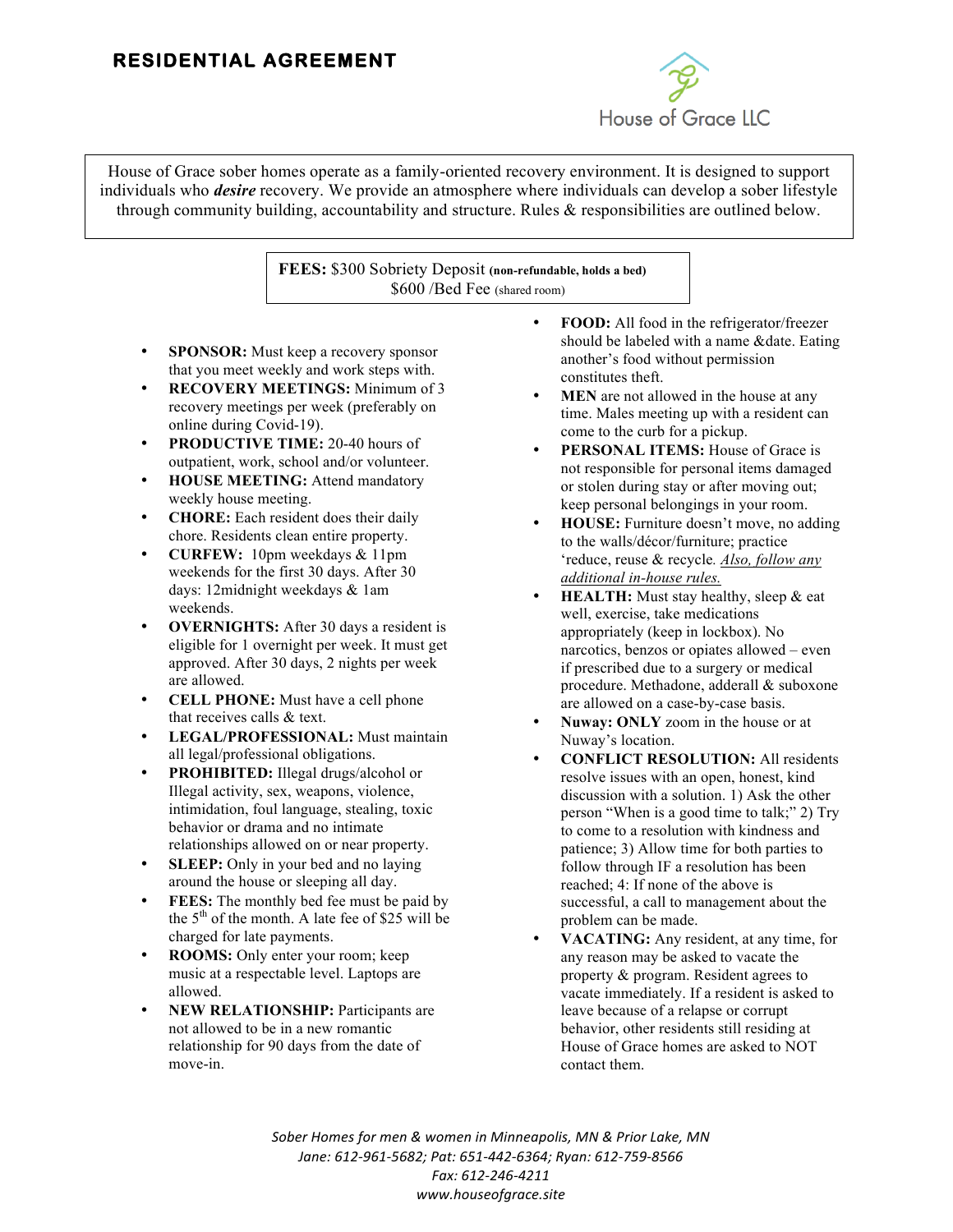# RESIDENTIAL AGREEMENT

House of Grace LLC

House of Grace sober homes operate as a family-oriented recovery environment. It is designed to support individuals who ***desire*** recovery. We provide an atmosphere where individuals can develop a sober lifestyle through community building, accountability and structure. Rules & responsibilities are outlined below.

**FEES:** $300 Sobriety Deposit **(non-refundable, holds a bed)**
$600 /Bed Fee (shared room)

- **SPONSOR:** Must keep a recovery sponsor that you meet weekly and work steps with.
- **RECOVERY MEETINGS:** Minimum of 3 recovery meetings per week (preferably on online during Covid-19).
- **PRODUCTIVE TIME:** 20-40 hours of outpatient, work, school and/or volunteer.
- **HOUSE MEETING:** Attend mandatory weekly house meeting.
- **CHORE:** Each resident does their daily chore. Residents clean entire property.
- **CURFEW:** 10pm weekdays & 11pm weekends for the first 30 days. After 30 days: 12midnight weekdays & 1am weekends.
- **OVERNIGHTS:** After 30 days a resident is eligible for 1 overnight per week. It must get approved. After 30 days, 2 nights per week are allowed.
- **CELL PHONE:** Must have a cell phone that receives calls & text.
- **LEGAL/PROFESSIONAL:** Must maintain all legal/professional obligations.
- **PROHIBITED:** Illegal drugs/alcohol or Illegal activity, sex, weapons, violence, intimidation, foul language, stealing, toxic behavior or drama and no intimate relationships allowed on or near property.
- **SLEEP:** Only in your bed and no laying around the house or sleeping all day.
- **FEES:** The monthly bed fee must be paid by the 5th of the month. A late fee of $25 will be charged for late payments.
- **ROOMS:** Only enter your room; keep music at a respectable level. Laptops are allowed.
- **NEW RELATIONSHIP:** Participants are not allowed to be in a new romantic relationship for 90 days from the date of move-in.
- **FOOD:** All food in the refrigerator/freezer should be labeled with a name &date. Eating another's food without permission constitutes theft.
- **MEN** are not allowed in the house at any time. Males meeting up with a resident can come to the curb for a pickup.
- **PERSONAL ITEMS:** House of Grace is not responsible for personal items damaged or stolen during stay or after moving out; keep personal belongings in your room.
- **HOUSE:** Furniture doesn't move, no adding to the walls/décor/furniture; practice 'reduce, reuse & recycle. *Also, follow any additional in-house rules.*
- **HEALTH:** Must stay healthy, sleep & eat well, exercise, take medications appropriately (keep in lockbox). No narcotics, benzos or opiates allowed – even if prescribed due to a surgery or medical procedure. Methadone, adderall & suboxone are allowed on a case-by-case basis.
- **Nuway: ONLY** zoom in the house or at Nuway's location.
- **CONFLICT RESOLUTION:** All residents resolve issues with an open, honest, kind discussion with a solution. 1) Ask the other person "When is a good time to talk;" 2) Try to come to a resolution with kindness and patience; 3) Allow time for both parties to follow through IF a resolution has been reached; 4: If none of the above is successful, a call to management about the problem can be made.
- **VACATING:** Any resident, at any time, for any reason may be asked to vacate the property & program. Resident agrees to vacate immediately. If a resident is asked to leave because of a relapse or corrupt behavior, other residents still residing at House of Grace homes are asked to NOT contact them.

*Sober Homes for men & women in Minneapolis, MN & Prior Lake, MN*
*Jane: 612-961-5682; Pat: 651-442-6364; Ryan: 612-759-8566*
*Fax: 612-246-4211*
*www.houseofgrace.site*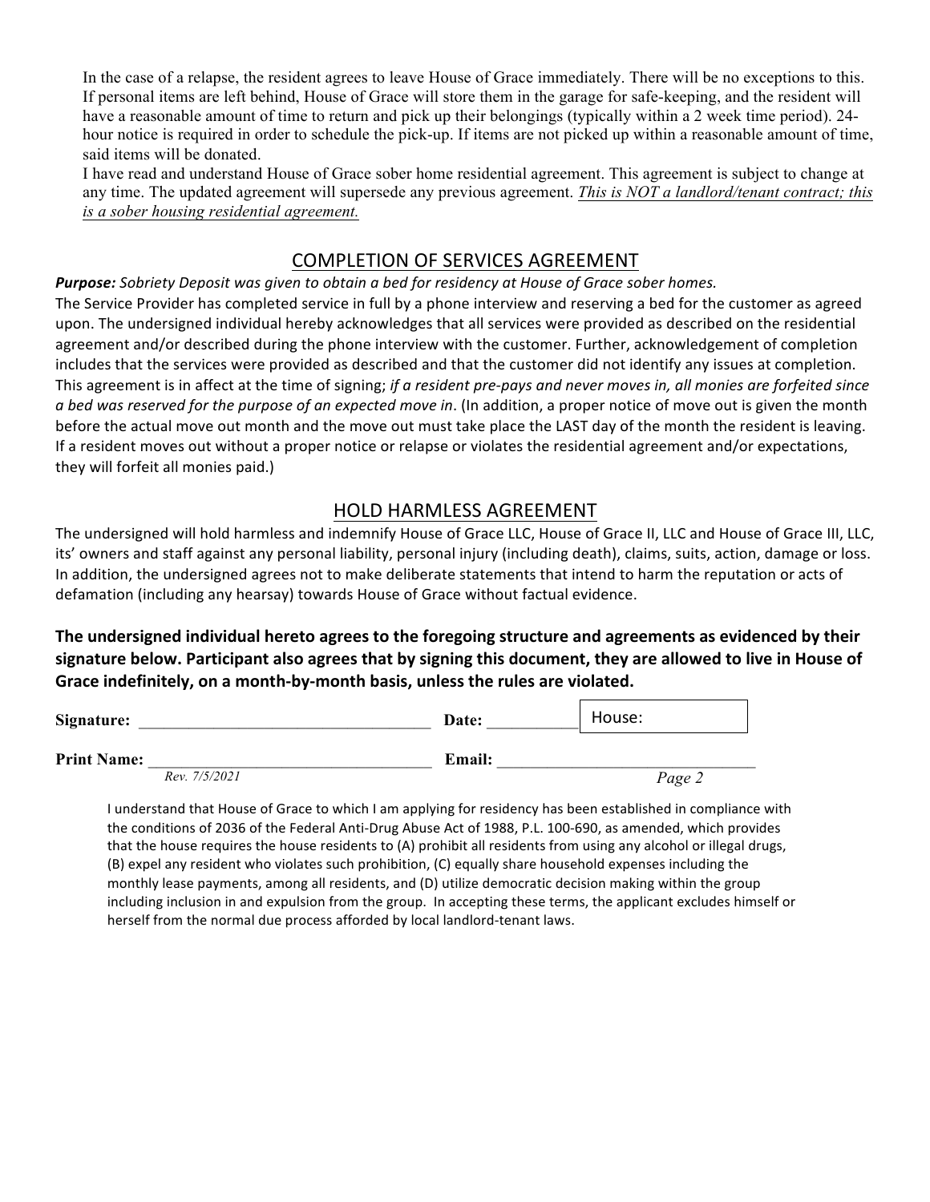In the case of a relapse, the resident agrees to leave House of Grace immediately. There will be no exceptions to this. If personal items are left behind, House of Grace will store them in the garage for safe-keeping, and the resident will have a reasonable amount of time to return and pick up their belongings (typically within a 2 week time period). 24-hour notice is required in order to schedule the pick-up. If items are not picked up within a reasonable amount of time, said items will be donated.

I have read and understand House of Grace sober home residential agreement. This agreement is subject to change at any time. The updated agreement will supersede any previous agreement. *This is NOT a landlord/tenant contract; this is a sober housing residential agreement.*

## COMPLETION OF SERVICES AGREEMENT

***Purpose:*** *Sobriety Deposit was given to obtain a bed for residency at House of Grace sober homes.*

The Service Provider has completed service in full by a phone interview and reserving a bed for the customer as agreed upon. The undersigned individual hereby acknowledges that all services were provided as described on the residential agreement and/or described during the phone interview with the customer. Further, acknowledgement of completion includes that the services were provided as described and that the customer did not identify any issues at completion. This agreement is in affect at the time of signing; *if a resident pre-pays and never moves in, all monies are forfeited since a bed was reserved for the purpose of an expected move in*. (In addition, a proper notice of move out is given the month before the actual move out month and the move out must take place the LAST day of the month the resident is leaving. If a resident moves out without a proper notice or relapse or violates the residential agreement and/or expectations, they will forfeit all monies paid.)

## HOLD HARMLESS AGREEMENT

The undersigned will hold harmless and indemnify House of Grace LLC, House of Grace II, LLC and House of Grace III, LLC, its' owners and staff against any personal liability, personal injury (including death), claims, suits, action, damage or loss. In addition, the undersigned agrees not to make deliberate statements that intend to harm the reputation or acts of defamation (including any hearsay) towards House of Grace without factual evidence.

**The undersigned individual hereto agrees to the foregoing structure and agreements as evidenced by their signature below. Participant also agrees that by signing this document, they are allowed to live in House of Grace indefinitely, on a month-by-month basis, unless the rules are violated.**

**Signature:** ___________________________________ **Date:** ___________ House:

**Print Name:** __________________________________ **Email:** _______________________________

*Rev. 7/5/2021*

I understand that House of Grace to which I am applying for residency has been established in compliance with the conditions of 2036 of the Federal Anti-Drug Abuse Act of 1988, P.L. 100-690, as amended, which provides that the house requires the house residents to (A) prohibit all residents from using any alcohol or illegal drugs, (B) expel any resident who violates such prohibition, (C) equally share household expenses including the monthly lease payments, among all residents, and (D) utilize democratic decision making within the group including inclusion in and expulsion from the group. In accepting these terms, the applicant excludes himself or herself from the normal due process afforded by local landlord-tenant laws.